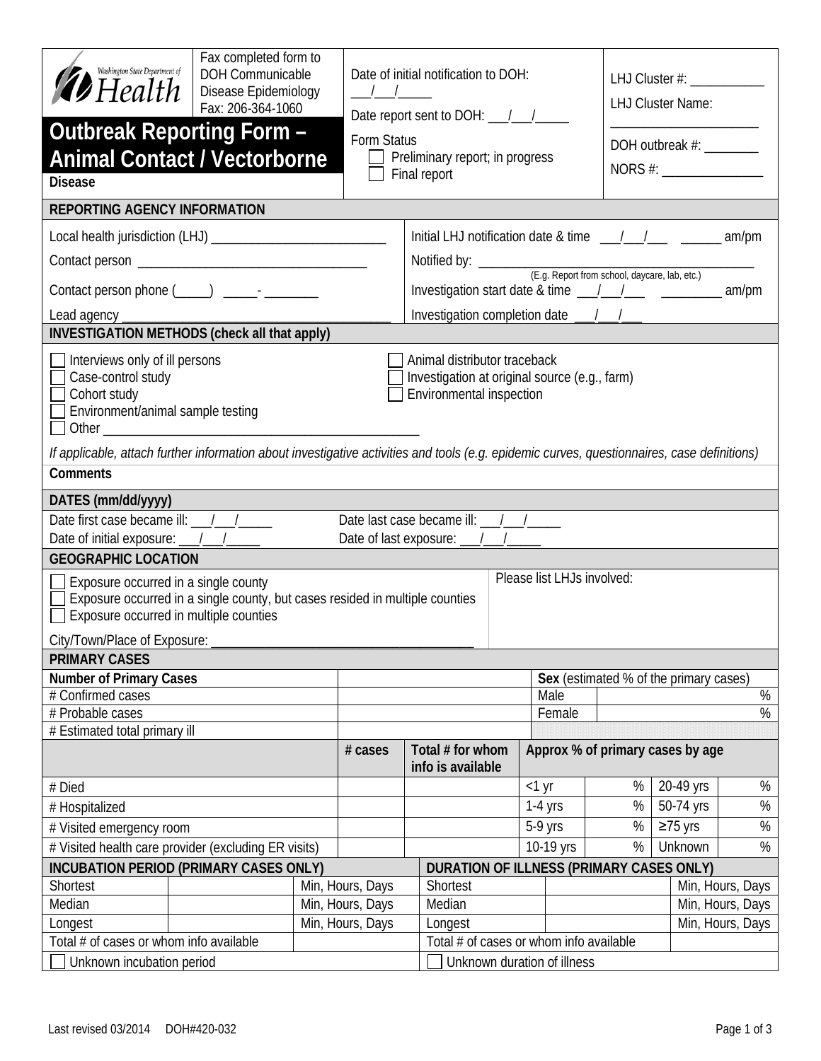Washington State Department of Health

Fax completed form to DOH Communicable Disease Epidemiology Fax: 206-364-1060

# Outbreak Reporting Form – Animal Contact / Vectorborne Disease

Date of initial notification to DOH: ___/___/_____

Date report sent to DOH: ___/___/_____

Form Status
- ☐ Preliminary report; in progress
- ☐ Final report

LHJ Cluster #: ___________

LHJ Cluster Name: ______________________

DOH outbreak #: ________

NORS #: _______________

## REPORTING AGENCY INFORMATION

Local health jurisdiction (LHJ) __________________________

Contact person _________________________________

Contact person phone (_____) _____-________

Lead agency _______________________________________

Initial LHJ notification date & time ___/___/___ ______ am/pm

Notified by: ________________________________________
(E.g. Report from school, daycare, lab, etc.)

Investigation start date & time ___/___/___ _________ am/pm

Investigation completion date ___/___/___

## INVESTIGATION METHODS (check all that apply)

- ☐ Interviews only of ill persons
- ☐ Case-control study
- ☐ Cohort study
- ☐ Environment/animal sample testing
- ☐ Other ______________________________________________
- ☐ Animal distributor traceback
- ☐ Investigation at original source (e.g., farm)
- ☐ Environmental inspection

*If applicable, attach further information about investigative activities and tools (e.g. epidemic curves, questionnaires, case definitions)*

**Comments**

## DATES (mm/dd/yyyy)

Date first case became ill: ___/___/_____ Date last case became ill: ___/___/_____

Date of initial exposure: ___/___/_____ Date of last exposure: ___/___/_____

## GEOGRAPHIC LOCATION

- ☐ Exposure occurred in a single county
- ☐ Exposure occurred in a single county, but cases resided in multiple counties
- ☐ Exposure occurred in multiple counties

City/Town/Place of Exposure: ________________________________________

Please list LHJs involved:

## PRIMARY CASES

| Number of Primary Cases | | **Sex** (estimated % of the primary cases) | |
|---|---|---|---|
| # Confirmed cases | | Male | % |
| # Probable cases | | Female | % |
| # Estimated total primary ill | | | |

| | # cases | Total # for whom info is available | Approx % of primary cases by age | | | |
|---|---|---|---|---|---|---|
| # Died | | | <1 yr | % | 20-49 yrs | % |
| # Hospitalized | | | 1-4 yrs | % | 50-74 yrs | % |
| # Visited emergency room | | | 5-9 yrs | % | ≥75 yrs | % |
| # Visited health care provider (excluding ER visits) | | | 10-19 yrs | % | Unknown | % |

| INCUBATION PERIOD (PRIMARY CASES ONLY) | | | DURATION OF ILLNESS (PRIMARY CASES ONLY) | | |
|---|---|---|---|---|---|
| Shortest | | Min, Hours, Days | Shortest | | Min, Hours, Days |
| Median | | Min, Hours, Days | Median | | Min, Hours, Days |
| Longest | | Min, Hours, Days | Longest | | Min, Hours, Days |
| Total # of cases or whom info available | | | Total # of cases or whom info available | | |
| ☐ Unknown incubation period | | | ☐ Unknown duration of illness | | |

Last revised 03/2014 DOH#420-032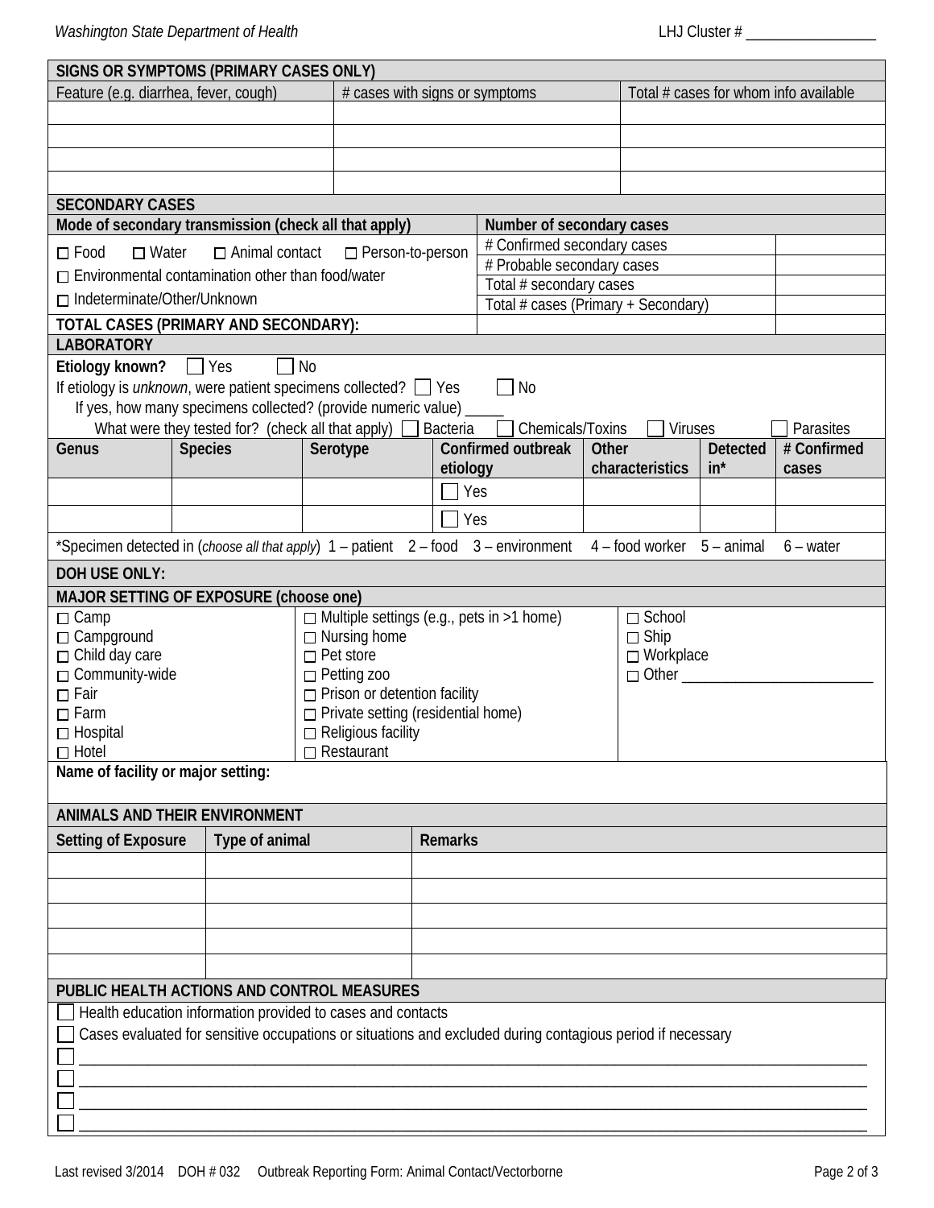LHJ Cluster # ________________

## SIGNS OR SYMPTOMS (PRIMARY CASES ONLY)

| Feature (e.g. diarrhea, fever, cough) | # cases with signs or symptoms | Total # cases for whom info available |
|---|---|---|
| | | |
| | | |
| | | |
| | | |

## SECONDARY CASES

**Mode of secondary transmission (check all that apply)**

☐ Food ☐ Water ☐ Animal contact ☐ Person-to-person
☐ Environmental contamination other than food/water
☐ Indeterminate/Other/Unknown

**Number of secondary cases**

| | |
|---|---|
| # Confirmed secondary cases | |
| # Probable secondary cases | |
| Total # secondary cases | |
| Total # cases (Primary + Secondary) | |

**TOTAL CASES (PRIMARY AND SECONDARY):**

## LABORATORY

**Etiology known?** ☐ Yes ☐ No
If etiology is *unknown*, were patient specimens collected? ☐ Yes ☐ No
If yes, how many specimens collected? (provide numeric value) _____
What were they tested for? (check all that apply) ☐ Bacteria ☐ Chemicals/Toxins ☐ Viruses ☐ Parasites

| Genus | Species | Serotype | Confirmed outbreak etiology | Other characteristics | Detected in* | # Confirmed cases |
|---|---|---|---|---|---|---|
| | | | ☐ Yes | | | |
| | | | ☐ Yes | | | |

*Specimen detected in (*choose all that apply*) 1 – patient 2 – food 3 – environment 4 – food worker 5 – animal 6 – water

## DOH USE ONLY:

**MAJOR SETTING OF EXPOSURE (choose one)**

☐ Camp
☐ Campground
☐ Child day care
☐ Community-wide
☐ Fair
☐ Farm
☐ Hospital
☐ Hotel
☐ Multiple settings (e.g., pets in >1 home)
☐ Nursing home
☐ Pet store
☐ Petting zoo
☐ Prison or detention facility
☐ Private setting (residential home)
☐ Religious facility
☐ Restaurant
☐ School
☐ Ship
☐ Workplace
☐ Other ________________________

**Name of facility or major setting:**

## ANIMALS AND THEIR ENVIRONMENT

| Setting of Exposure | Type of animal | Remarks |
|---|---|---|
| | | |
| | | |
| | | |
| | | |
| | | |

## PUBLIC HEALTH ACTIONS AND CONTROL MEASURES

☐ Health education information provided to cases and contacts
☐ Cases evaluated for sensitive occupations or situations and excluded during contagious period if necessary
☐ ____________________________________________________________
☐ ____________________________________________________________
☐ ____________________________________________________________
☐ ____________________________________________________________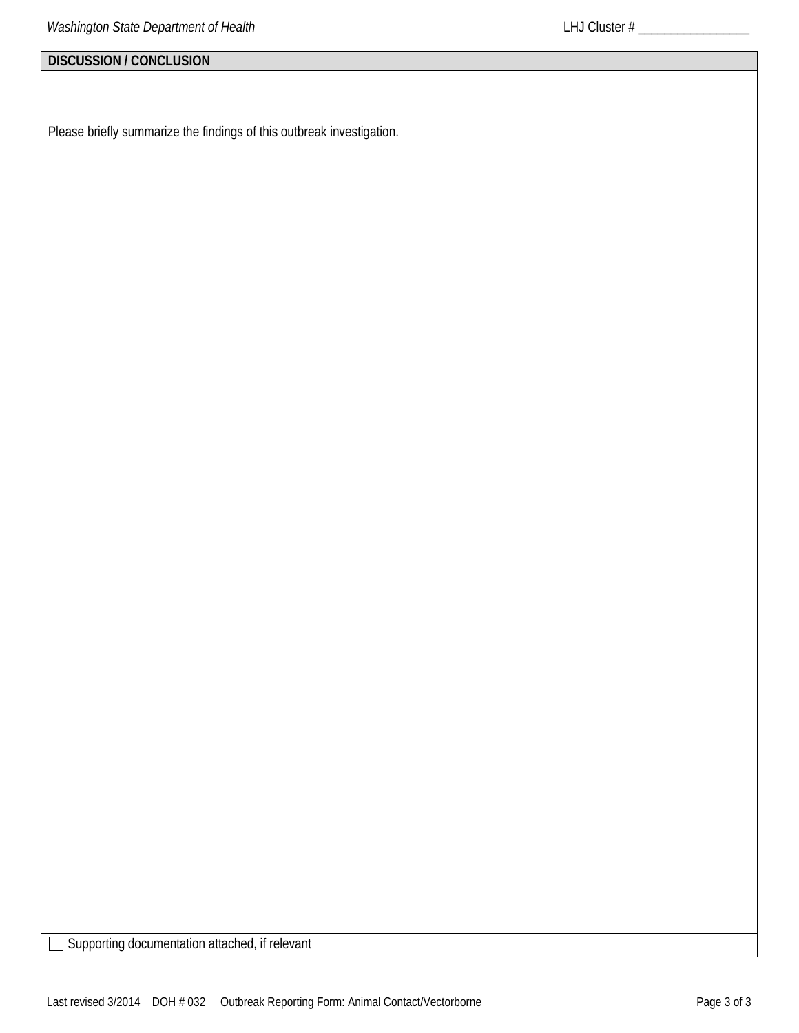LHJ Cluster # ________________

## DISCUSSION / CONCLUSION

Please briefly summarize the findings of this outbreak investigation.

☐ Supporting documentation attached, if relevant